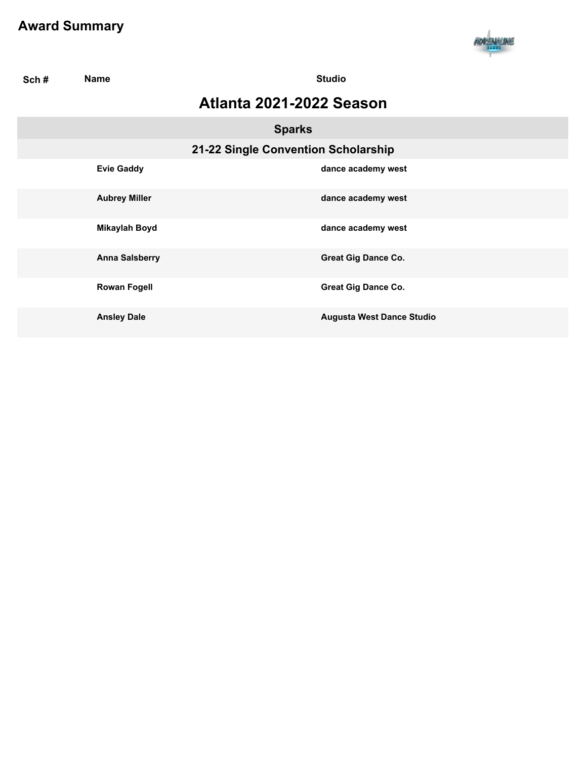# Award Summary

| Sch # | Name | Studio |
|---|---|---|

## Atlanta 2021-2022 Season

### Sparks

#### 21-22 Single Convention Scholarship

| Sch # | Name | Studio |
|---|---|---|
| | Evie Gaddy | dance academy west |
| | Aubrey Miller | dance academy west |
| | Mikaylah Boyd | dance academy west |
| | Anna Salsberry | Great Gig Dance Co. |
| | Rowan Fogell | Great Gig Dance Co. |
| | Ansley Dale | Augusta West Dance Studio |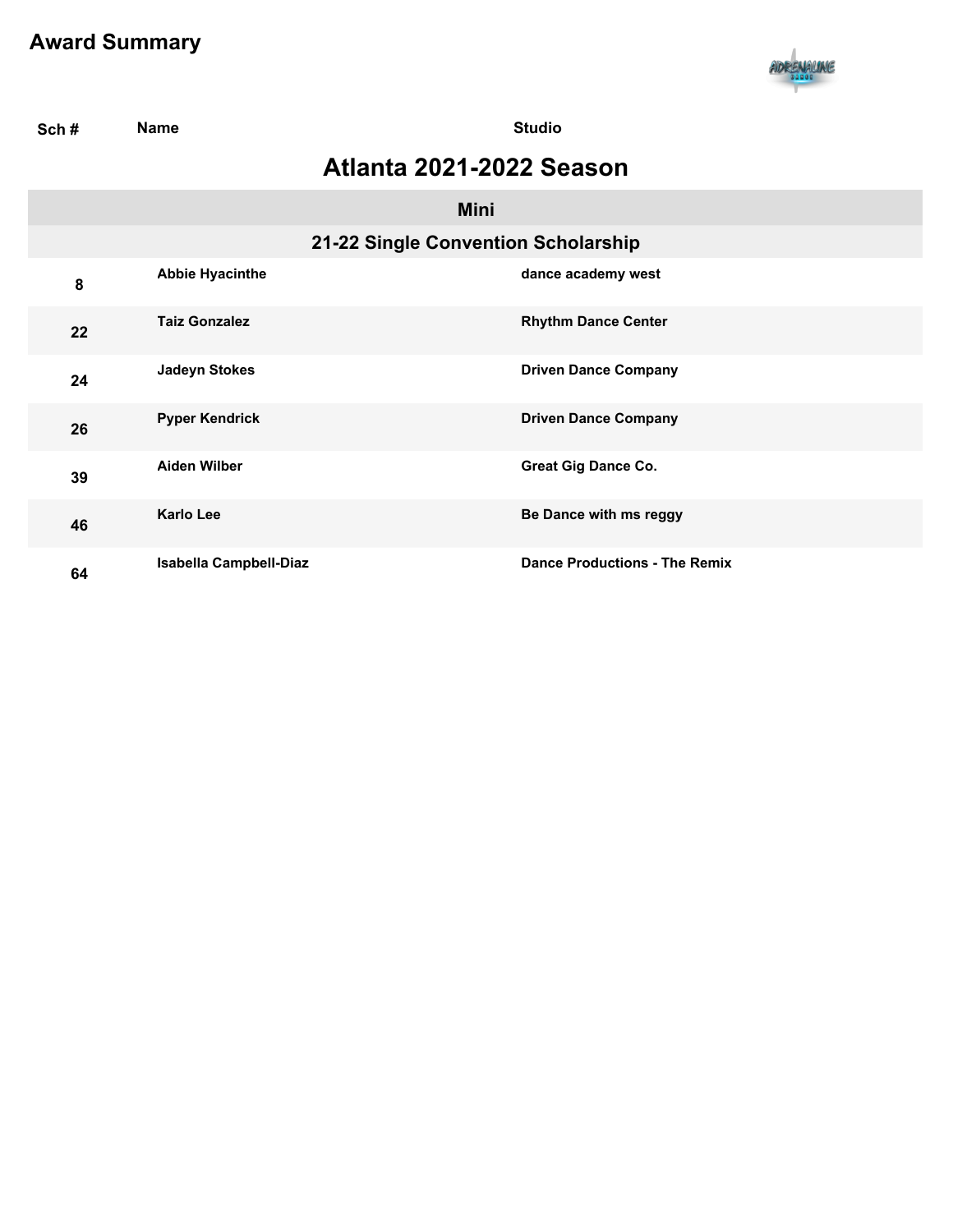# Award Summary

| Sch # | Name | Studio |
|---|---|---|

## Atlanta 2021-2022 Season

### Mini

#### 21-22 Single Convention Scholarship

| Sch # | Name | Studio |
|---|---|---|
| 8 | Abbie Hyacinthe | dance academy west |
| 22 | Taiz Gonzalez | Rhythm Dance Center |
| 24 | Jadeyn Stokes | Driven Dance Company |
| 26 | Pyper Kendrick | Driven Dance Company |
| 39 | Aiden Wilber | Great Gig Dance Co. |
| 46 | Karlo Lee | Be Dance with ms reggy |
| 64 | Isabella Campbell-Diaz | Dance Productions - The Remix |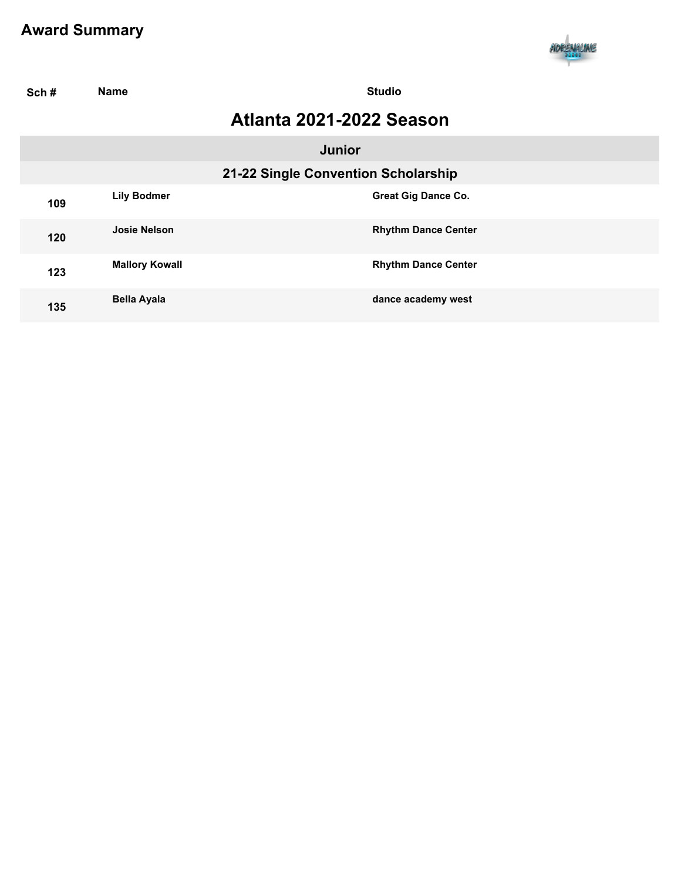# Award Summary

| Sch # | Name | Studio |
|---|---|---|

## Atlanta 2021-2022 Season

### Junior

#### 21-22 Single Convention Scholarship

| Sch # | Name | Studio |
|---|---|---|
| 109 | Lily Bodmer | Great Gig Dance Co. |
| 120 | Josie Nelson | Rhythm Dance Center |
| 123 | Mallory Kowall | Rhythm Dance Center |
| 135 | Bella Ayala | dance academy west |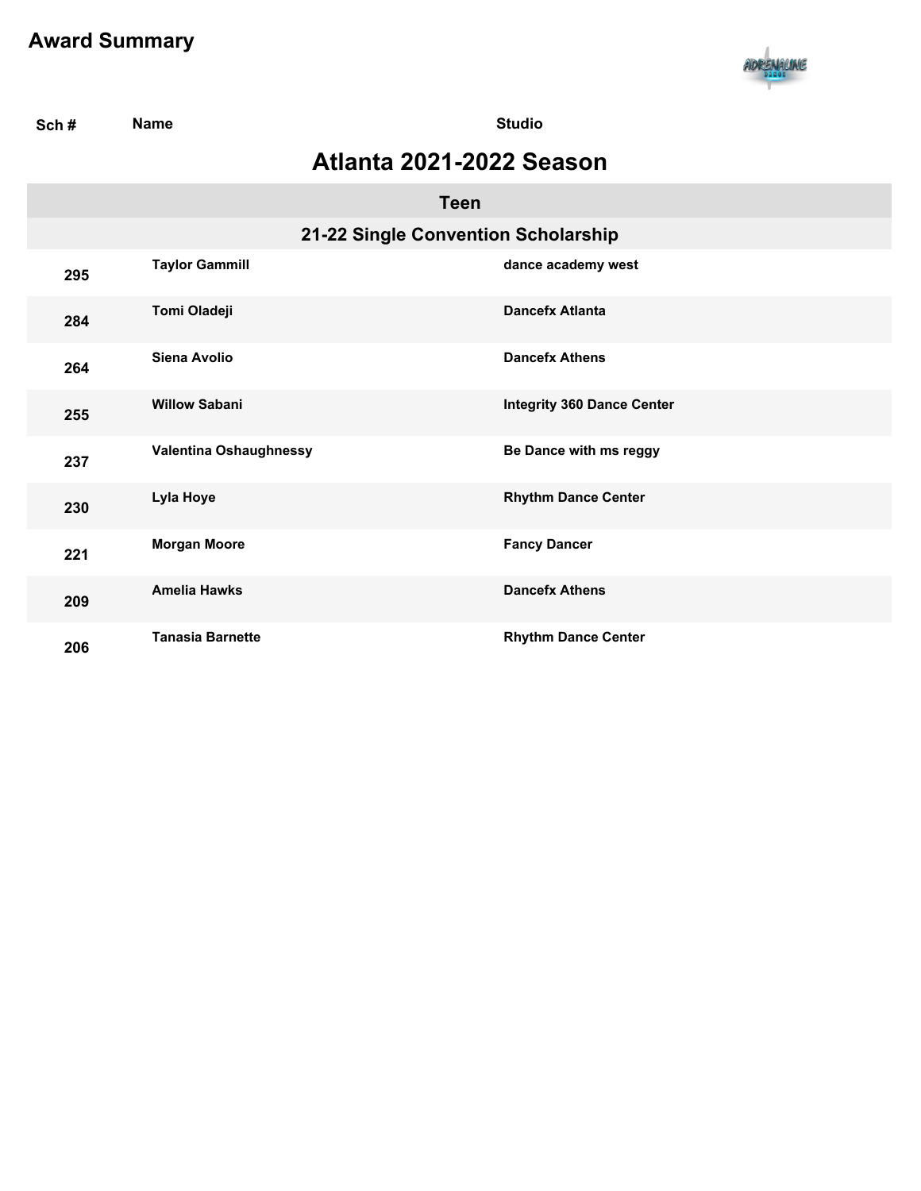## Award Summary

## Atlanta 2021-2022 Season

### Teen

#### 21-22 Single Convention Scholarship

| Sch # | Name | Studio |
|---|---|---|
| 295 | Taylor Gammill | dance academy west |
| 284 | Tomi Oladeji | Dancefx Atlanta |
| 264 | Siena Avolio | Dancefx Athens |
| 255 | Willow Sabani | Integrity 360 Dance Center |
| 237 | Valentina Oshaughnessy | Be Dance with ms reggy |
| 230 | Lyla Hoye | Rhythm Dance Center |
| 221 | Morgan Moore | Fancy Dancer |
| 209 | Amelia Hawks | Dancefx Athens |
| 206 | Tanasia Barnette | Rhythm Dance Center |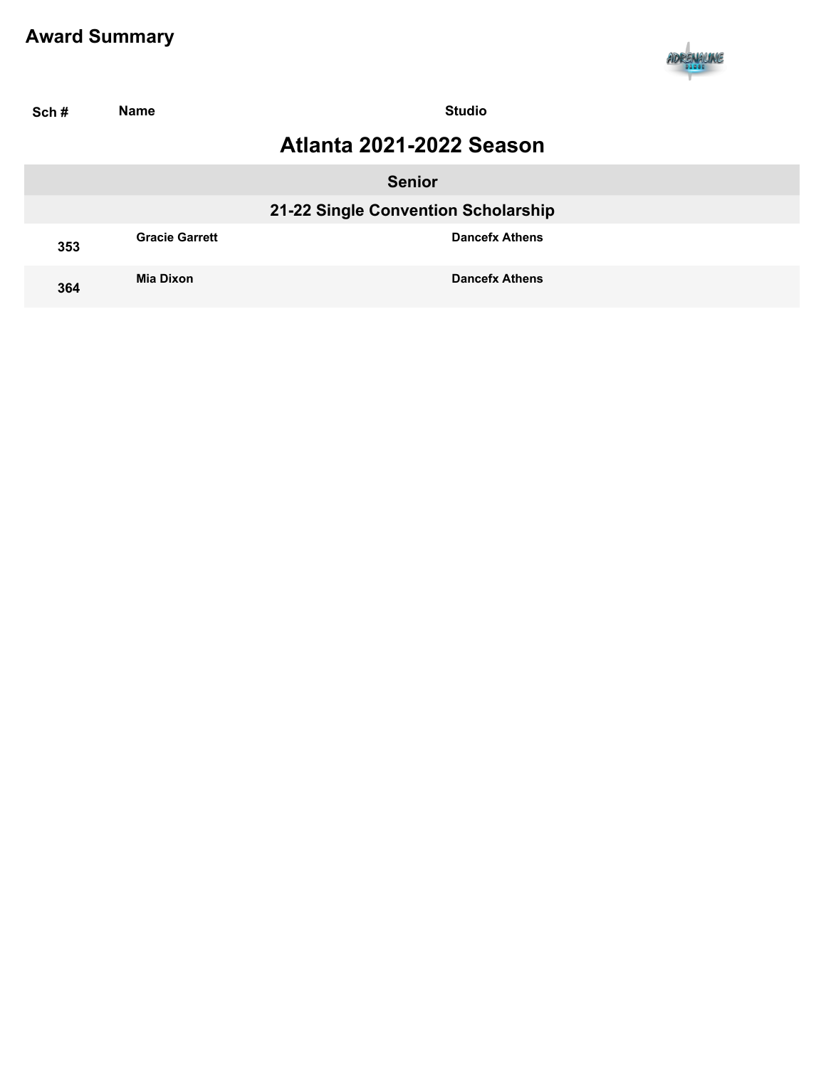# Award Summary

| Sch # | Name | Studio |
|---|---|---|

## Atlanta 2021-2022 Season

### Senior

#### 21-22 Single Convention Scholarship

| Sch # | Name | Studio |
|---|---|---|
| 353 | Gracie Garrett | Dancefx Athens |
| 364 | Mia Dixon | Dancefx Athens |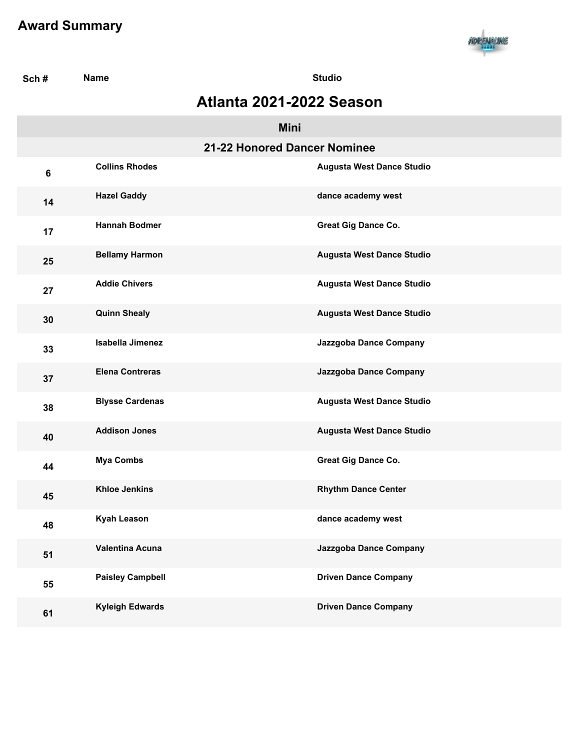# Award Summary

## Atlanta 2021-2022 Season

### Mini

#### 21-22 Honored Dancer Nominee

| Sch # | Name | Studio |
|---|---|---|
| 6 | Collins Rhodes | Augusta West Dance Studio |
| 14 | Hazel Gaddy | dance academy west |
| 17 | Hannah Bodmer | Great Gig Dance Co. |
| 25 | Bellamy Harmon | Augusta West Dance Studio |
| 27 | Addie Chivers | Augusta West Dance Studio |
| 30 | Quinn Shealy | Augusta West Dance Studio |
| 33 | Isabella Jimenez | Jazzgoba Dance Company |
| 37 | Elena Contreras | Jazzgoba Dance Company |
| 38 | Blysse Cardenas | Augusta West Dance Studio |
| 40 | Addison Jones | Augusta West Dance Studio |
| 44 | Mya Combs | Great Gig Dance Co. |
| 45 | Khloe Jenkins | Rhythm Dance Center |
| 48 | Kyah Leason | dance academy west |
| 51 | Valentina Acuna | Jazzgoba Dance Company |
| 55 | Paisley Campbell | Driven Dance Company |
| 61 | Kyleigh Edwards | Driven Dance Company |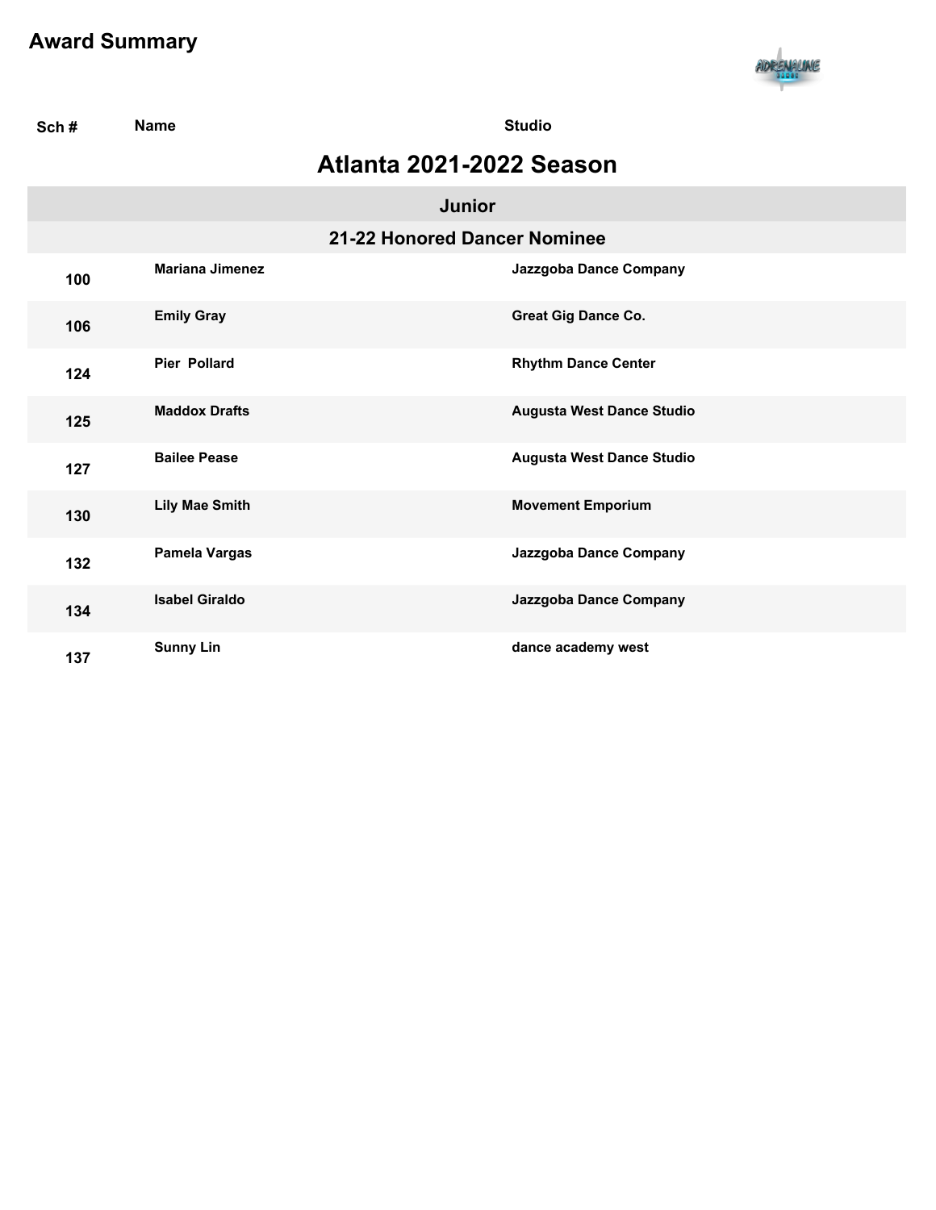# Award Summary

## Atlanta 2021-2022 Season

### Junior

#### 21-22 Honored Dancer Nominee

| Sch # | Name | Studio |
|---|---|---|
| 100 | Mariana Jimenez | Jazzgoba Dance Company |
| 106 | Emily Gray | Great Gig Dance Co. |
| 124 | Pier  Pollard | Rhythm Dance Center |
| 125 | Maddox Drafts | Augusta West Dance Studio |
| 127 | Bailee Pease | Augusta West Dance Studio |
| 130 | Lily Mae Smith | Movement Emporium |
| 132 | Pamela Vargas | Jazzgoba Dance Company |
| 134 | Isabel Giraldo | Jazzgoba Dance Company |
| 137 | Sunny Lin | dance academy west |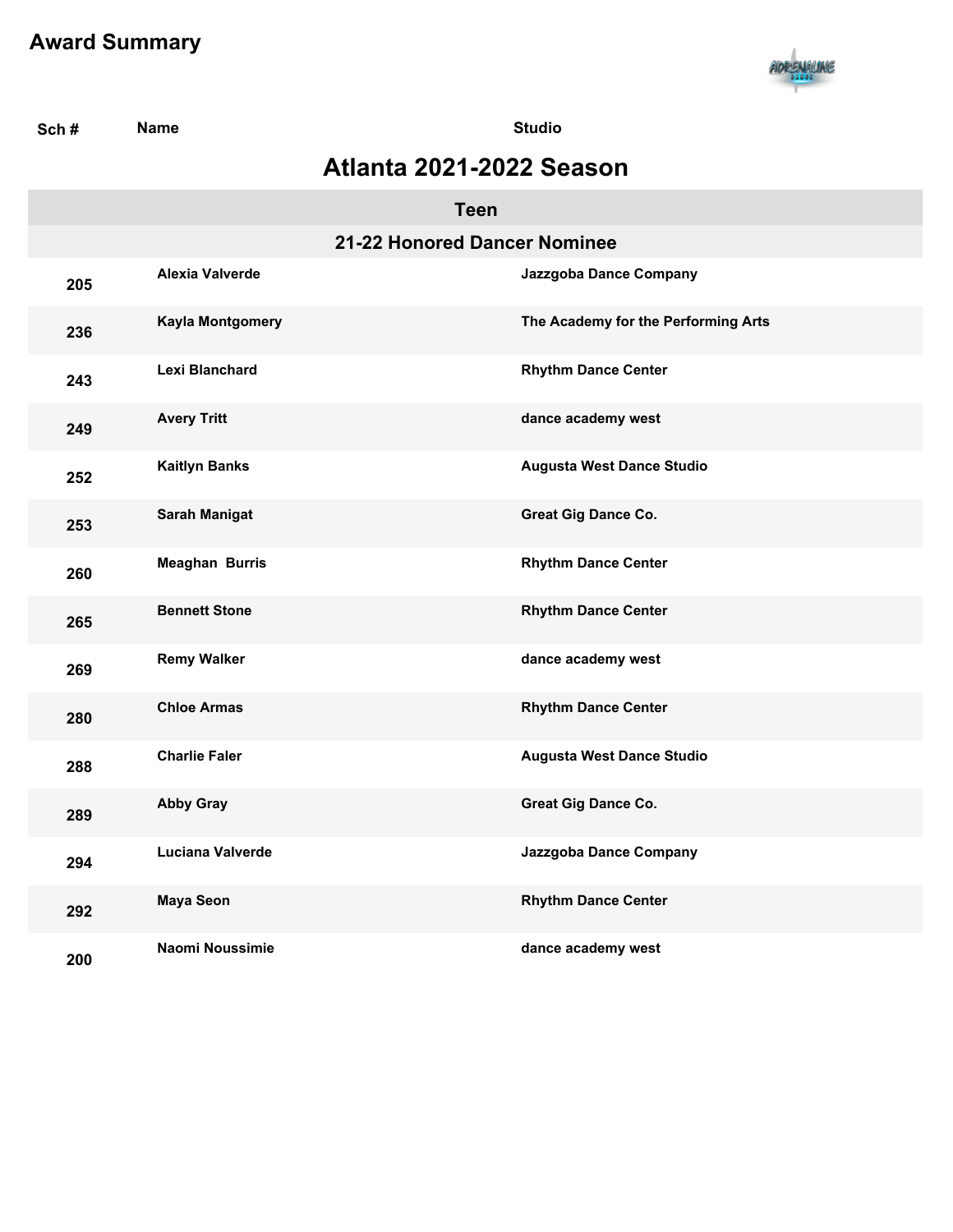# Award Summary

## Atlanta 2021-2022 Season

### Teen

#### 21-22 Honored Dancer Nominee

| Sch # | Name | Studio |
|---|---|---|
| 205 | Alexia Valverde | Jazzgoba Dance Company |
| 236 | Kayla Montgomery | The Academy for the Performing Arts |
| 243 | Lexi Blanchard | Rhythm Dance Center |
| 249 | Avery Tritt | dance academy west |
| 252 | Kaitlyn Banks | Augusta West Dance Studio |
| 253 | Sarah Manigat | Great Gig Dance Co. |
| 260 | Meaghan  Burris | Rhythm Dance Center |
| 265 | Bennett Stone | Rhythm Dance Center |
| 269 | Remy Walker | dance academy west |
| 280 | Chloe Armas | Rhythm Dance Center |
| 288 | Charlie Faler | Augusta West Dance Studio |
| 289 | Abby Gray | Great Gig Dance Co. |
| 294 | Luciana Valverde | Jazzgoba Dance Company |
| 292 | Maya Seon | Rhythm Dance Center |
| 200 | Naomi Noussimie | dance academy west |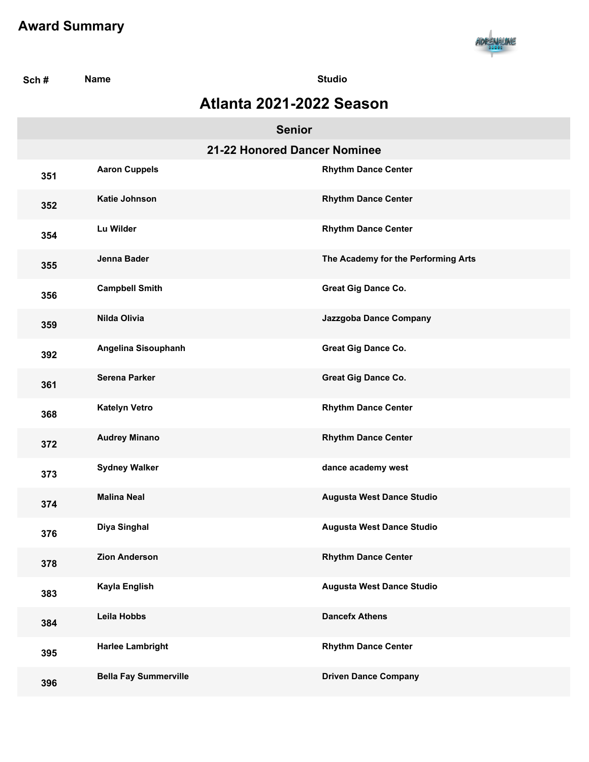# Award Summary

| Sch # | Name | Studio |
|---|---|---|

## Atlanta 2021-2022 Season

### Senior

#### 21-22 Honored Dancer Nominee

| Sch # | Name | Studio |
|---|---|---|
| 351 | Aaron Cuppels | Rhythm Dance Center |
| 352 | Katie Johnson | Rhythm Dance Center |
| 354 | Lu Wilder | Rhythm Dance Center |
| 355 | Jenna Bader | The Academy for the Performing Arts |
| 356 | Campbell Smith | Great Gig Dance Co. |
| 359 | Nilda Olivia | Jazzgoba Dance Company |
| 392 | Angelina Sisouphanh | Great Gig Dance Co. |
| 361 | Serena Parker | Great Gig Dance Co. |
| 368 | Katelyn Vetro | Rhythm Dance Center |
| 372 | Audrey Minano | Rhythm Dance Center |
| 373 | Sydney Walker | dance academy west |
| 374 | Malina Neal | Augusta West Dance Studio |
| 376 | Diya Singhal | Augusta West Dance Studio |
| 378 | Zion Anderson | Rhythm Dance Center |
| 383 | Kayla English | Augusta West Dance Studio |
| 384 | Leila Hobbs | Dancefx Athens |
| 395 | Harlee Lambright | Rhythm Dance Center |
| 396 | Bella Fay Summerville | Driven Dance Company |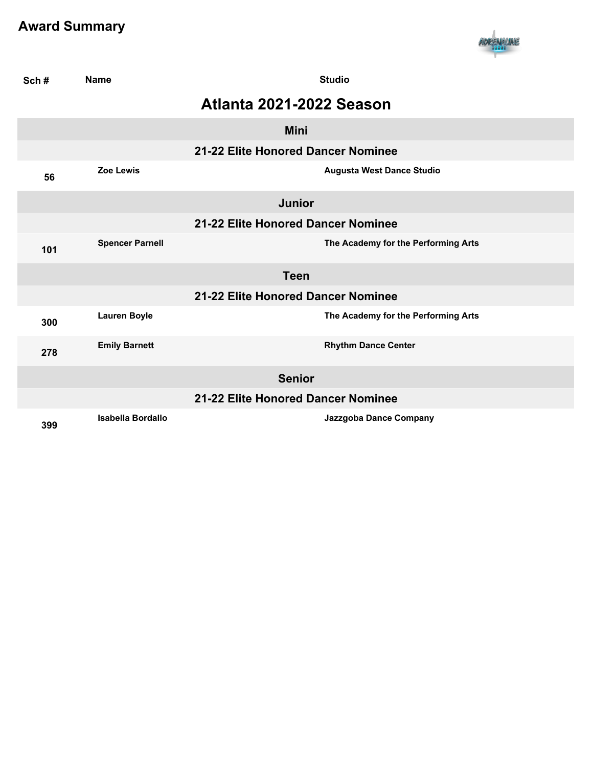## Award Summary

| Sch # | Name | Studio |
|---|---|---|
| | **Atlanta 2021-2022 Season** | |
| | **Mini** | |
| | **21-22 Elite Honored Dancer Nominee** | |
| 56 | Zoe Lewis | Augusta West Dance Studio |
| | **Junior** | |
| | **21-22 Elite Honored Dancer Nominee** | |
| 101 | Spencer Parnell | The Academy for the Performing Arts |
| | **Teen** | |
| | **21-22 Elite Honored Dancer Nominee** | |
| 300 | Lauren Boyle | The Academy for the Performing Arts |
| 278 | Emily Barnett | Rhythm Dance Center |
| | **Senior** | |
| | **21-22 Elite Honored Dancer Nominee** | |
| 399 | Isabella Bordallo | Jazzgoba Dance Company |